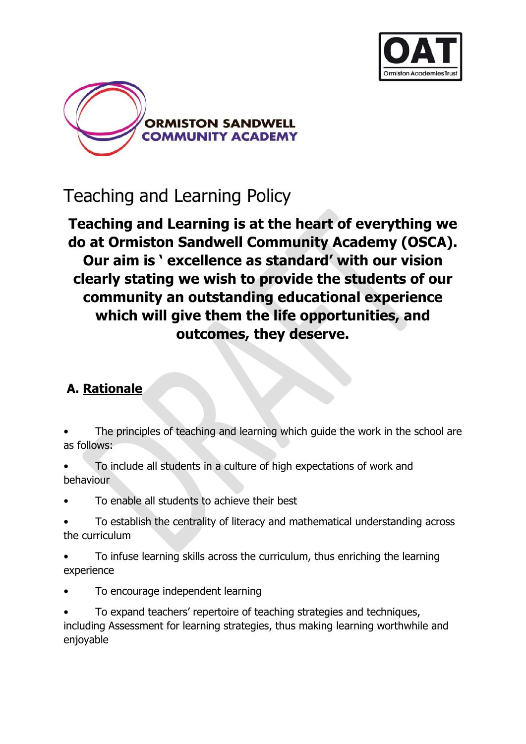ORMISTON SANDWELL COMMUNITY ACADEMY

# Teaching and Learning Policy

**Teaching and Learning is at the heart of everything we do at Ormiston Sandwell Community Academy (OSCA). Our aim is ' excellence as standard' with our vision clearly stating we wish to provide the students of our community an outstanding educational experience which will give them the life opportunities, and outcomes, they deserve.**

## A. Rationale

- The principles of teaching and learning which guide the work in the school are as follows:
- To include all students in a culture of high expectations of work and behaviour
- To enable all students to achieve their best
- To establish the centrality of literacy and mathematical understanding across the curriculum
- To infuse learning skills across the curriculum, thus enriching the learning experience
- To encourage independent learning
- To expand teachers' repertoire of teaching strategies and techniques, including Assessment for learning strategies, thus making learning worthwhile and enjoyable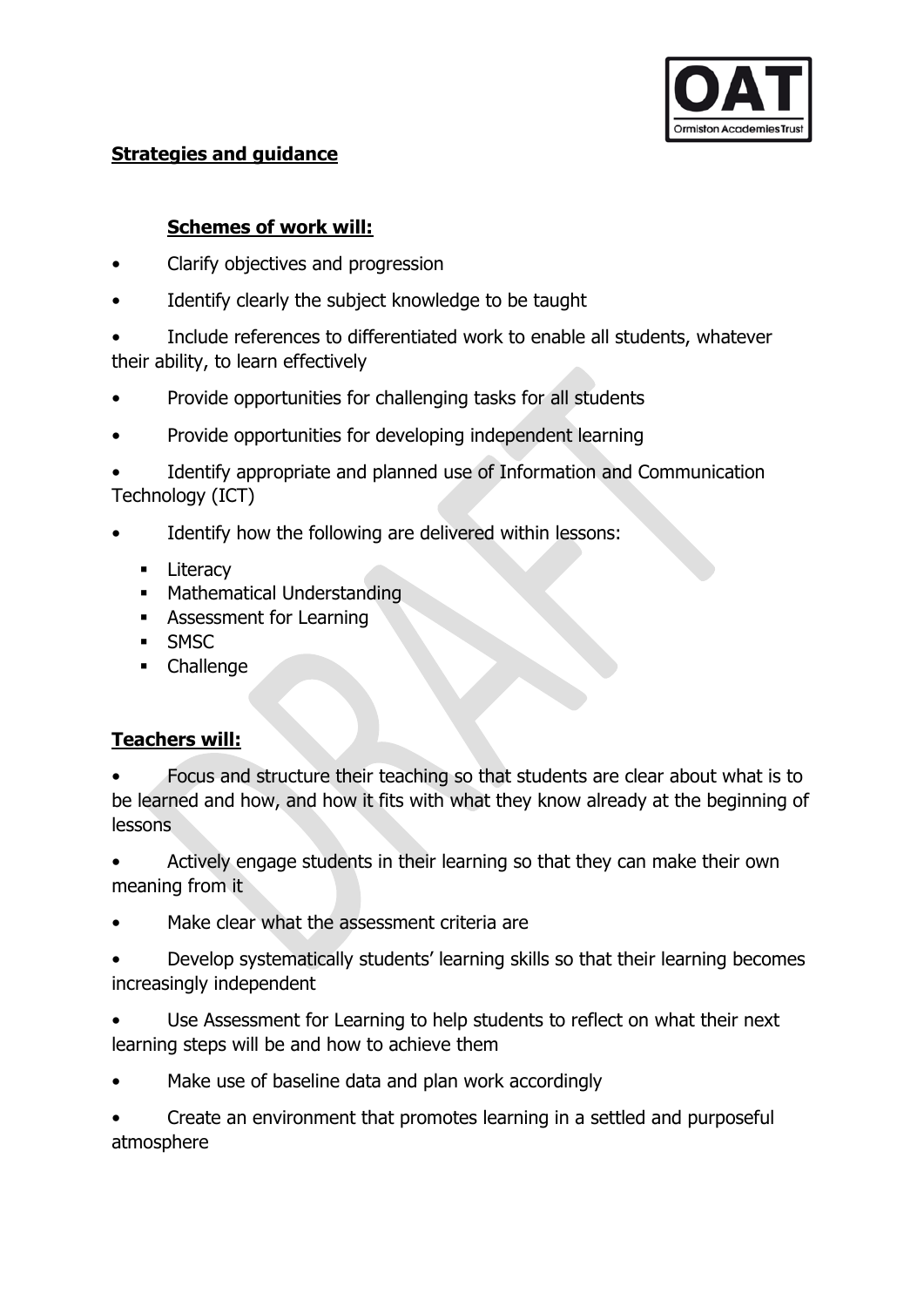## Strategies and guidance

### Schemes of work will:

- Clarify objectives and progression
- Identify clearly the subject knowledge to be taught
- Include references to differentiated work to enable all students, whatever their ability, to learn effectively
- Provide opportunities for challenging tasks for all students
- Provide opportunities for developing independent learning
- Identify appropriate and planned use of Information and Communication Technology (ICT)
- Identify how the following are delivered within lessons:
  - Literacy
  - Mathematical Understanding
  - Assessment for Learning
  - SMSC
  - Challenge

## Teachers will:

- Focus and structure their teaching so that students are clear about what is to be learned and how, and how it fits with what they know already at the beginning of lessons
- Actively engage students in their learning so that they can make their own meaning from it
- Make clear what the assessment criteria are
- Develop systematically students' learning skills so that their learning becomes increasingly independent
- Use Assessment for Learning to help students to reflect on what their next learning steps will be and how to achieve them
- Make use of baseline data and plan work accordingly
- Create an environment that promotes learning in a settled and purposeful atmosphere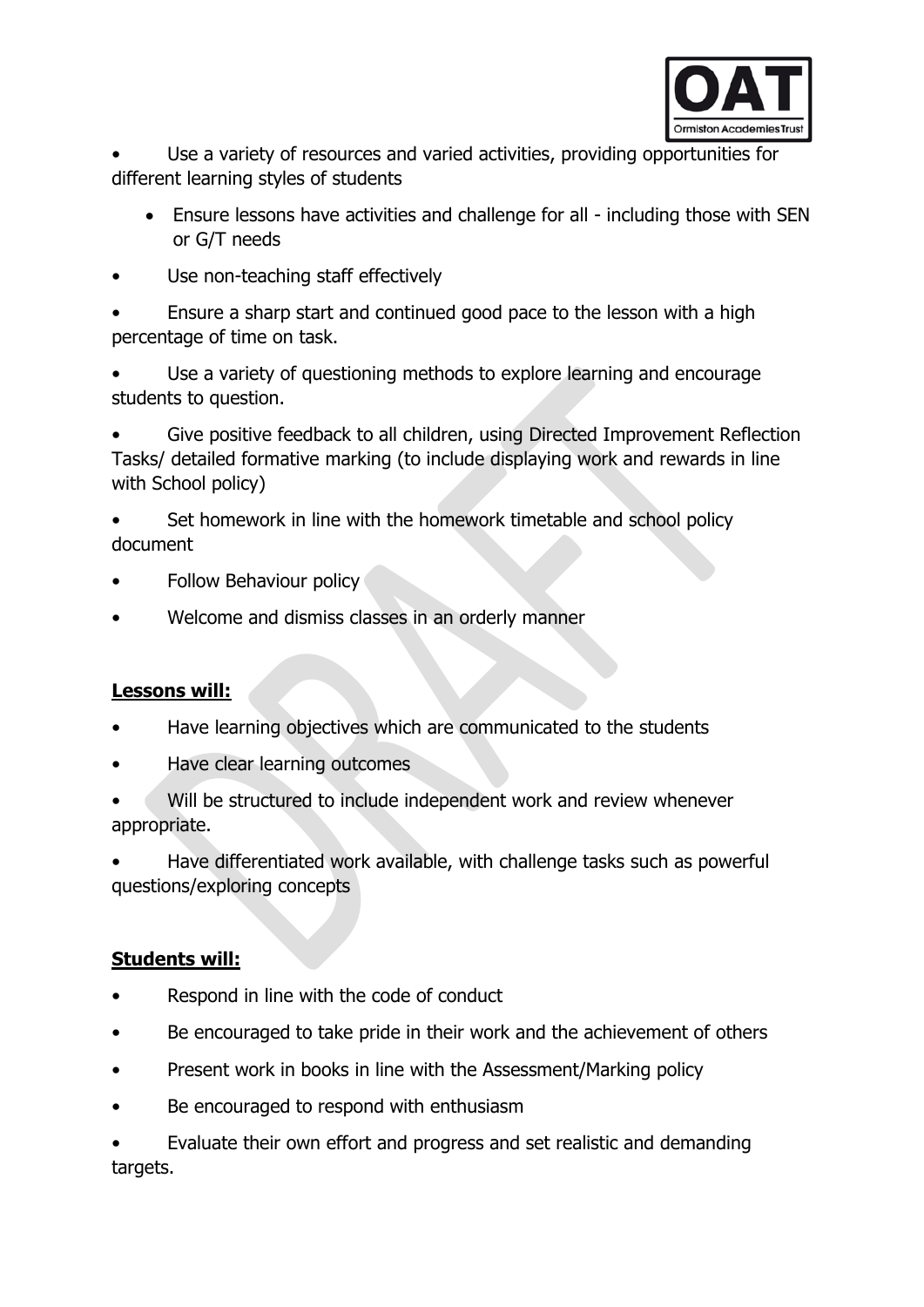- Use a variety of resources and varied activities, providing opportunities for different learning styles of students
  - Ensure lessons have activities and challenge for all - including those with SEN or G/T needs
- Use non-teaching staff effectively
- Ensure a sharp start and continued good pace to the lesson with a high percentage of time on task.
- Use a variety of questioning methods to explore learning and encourage students to question.
- Give positive feedback to all children, using Directed Improvement Reflection Tasks/ detailed formative marking (to include displaying work and rewards in line with School policy)
- Set homework in line with the homework timetable and school policy document
- Follow Behaviour policy
- Welcome and dismiss classes in an orderly manner

**Lessons will:**

- Have learning objectives which are communicated to the students
- Have clear learning outcomes
- Will be structured to include independent work and review whenever appropriate.
- Have differentiated work available, with challenge tasks such as powerful questions/exploring concepts

**Students will:**

- Respond in line with the code of conduct
- Be encouraged to take pride in their work and the achievement of others
- Present work in books in line with the Assessment/Marking policy
- Be encouraged to respond with enthusiasm
- Evaluate their own effort and progress and set realistic and demanding targets.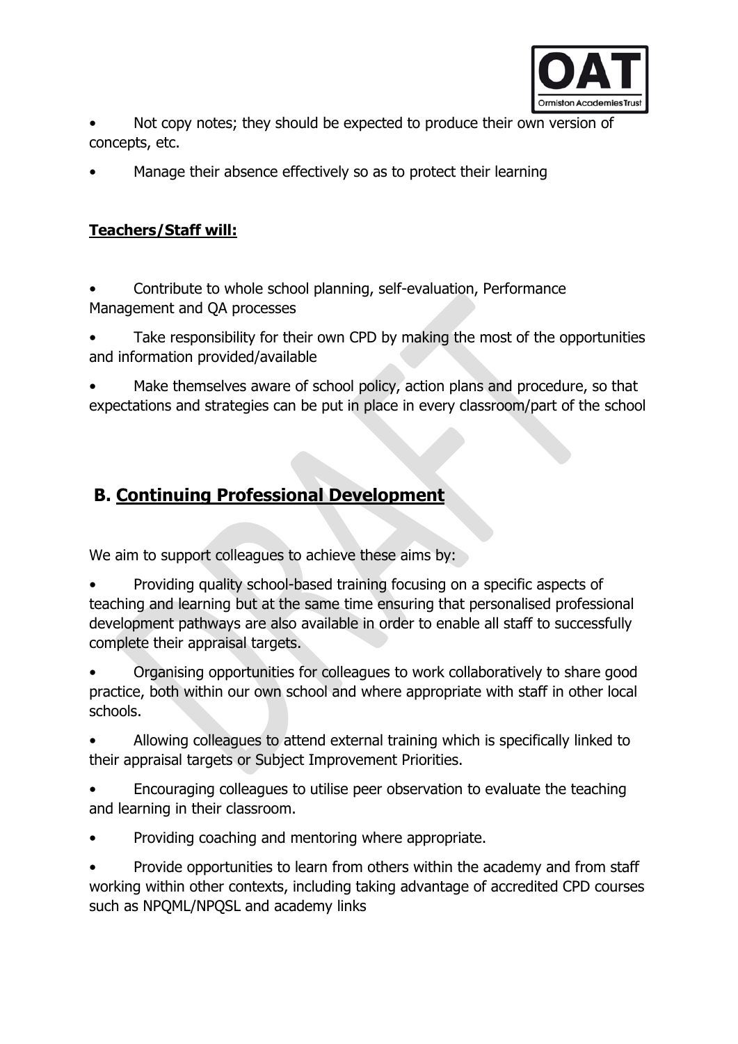- Not copy notes; they should be expected to produce their own version of concepts, etc.
- Manage their absence effectively so as to protect their learning

**Teachers/Staff will:**

- Contribute to whole school planning, self-evaluation, Performance Management and QA processes
- Take responsibility for their own CPD by making the most of the opportunities and information provided/available
- Make themselves aware of school policy, action plans and procedure, so that expectations and strategies can be put in place in every classroom/part of the school

## B. Continuing Professional Development

We aim to support colleagues to achieve these aims by:

- Providing quality school-based training focusing on a specific aspects of teaching and learning but at the same time ensuring that personalised professional development pathways are also available in order to enable all staff to successfully complete their appraisal targets.
- Organising opportunities for colleagues to work collaboratively to share good practice, both within our own school and where appropriate with staff in other local schools.
- Allowing colleagues to attend external training which is specifically linked to their appraisal targets or Subject Improvement Priorities.
- Encouraging colleagues to utilise peer observation to evaluate the teaching and learning in their classroom.
- Providing coaching and mentoring where appropriate.
- Provide opportunities to learn from others within the academy and from staff working within other contexts, including taking advantage of accredited CPD courses such as NPQML/NPQSL and academy links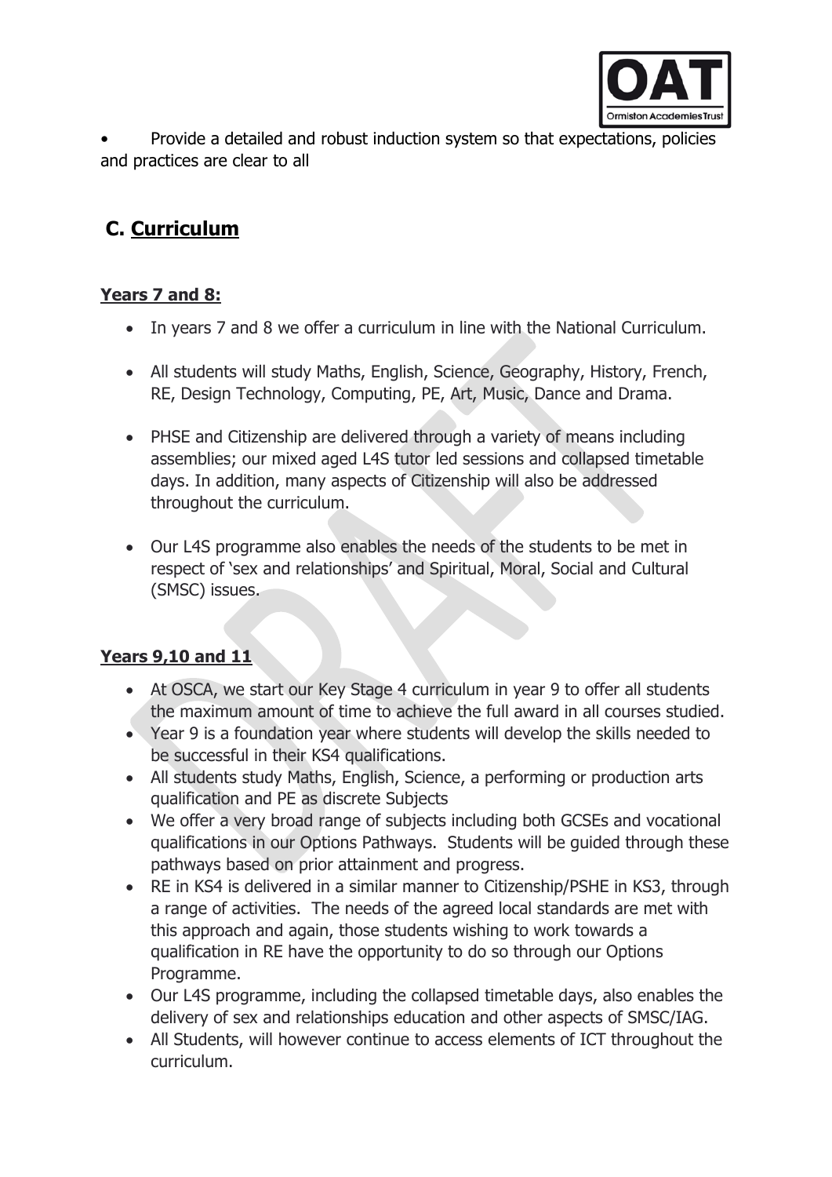- Provide a detailed and robust induction system so that expectations, policies and practices are clear to all

## C. Curriculum

### Years 7 and 8:

- In years 7 and 8 we offer a curriculum in line with the National Curriculum.
- All students will study Maths, English, Science, Geography, History, French, RE, Design Technology, Computing, PE, Art, Music, Dance and Drama.
- PHSE and Citizenship are delivered through a variety of means including assemblies; our mixed aged L4S tutor led sessions and collapsed timetable days. In addition, many aspects of Citizenship will also be addressed throughout the curriculum.
- Our L4S programme also enables the needs of the students to be met in respect of 'sex and relationships' and Spiritual, Moral, Social and Cultural (SMSC) issues.

### Years 9,10 and 11

- At OSCA, we start our Key Stage 4 curriculum in year 9 to offer all students the maximum amount of time to achieve the full award in all courses studied.
- Year 9 is a foundation year where students will develop the skills needed to be successful in their KS4 qualifications.
- All students study Maths, English, Science, a performing or production arts qualification and PE as discrete Subjects
- We offer a very broad range of subjects including both GCSEs and vocational qualifications in our Options Pathways. Students will be guided through these pathways based on prior attainment and progress.
- RE in KS4 is delivered in a similar manner to Citizenship/PSHE in KS3, through a range of activities. The needs of the agreed local standards are met with this approach and again, those students wishing to work towards a qualification in RE have the opportunity to do so through our Options Programme.
- Our L4S programme, including the collapsed timetable days, also enables the delivery of sex and relationships education and other aspects of SMSC/IAG.
- All Students, will however continue to access elements of ICT throughout the curriculum.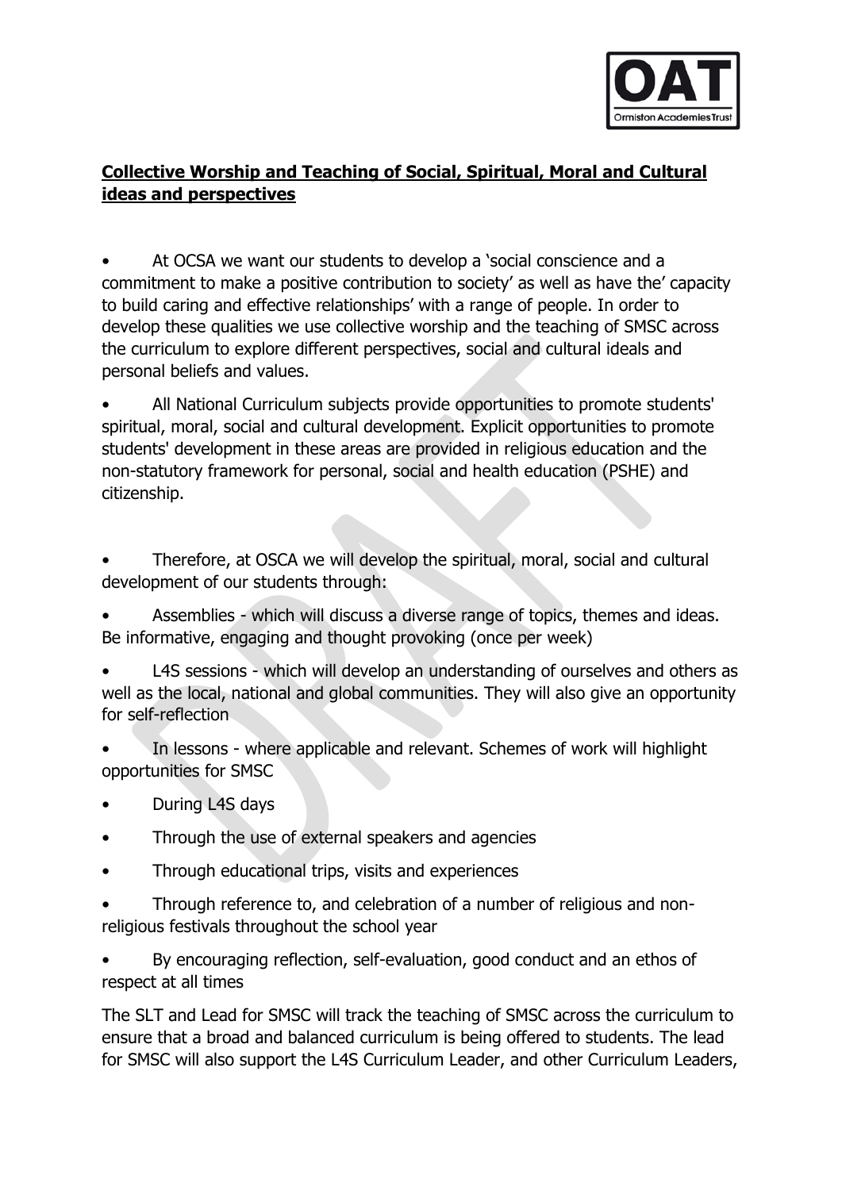**Collective Worship and Teaching of Social, Spiritual, Moral and Cultural ideas and perspectives**

- At OCSA we want our students to develop a 'social conscience and a commitment to make a positive contribution to society' as well as have the' capacity to build caring and effective relationships' with a range of people. In order to develop these qualities we use collective worship and the teaching of SMSC across the curriculum to explore different perspectives, social and cultural ideals and personal beliefs and values.
- All National Curriculum subjects provide opportunities to promote students' spiritual, moral, social and cultural development. Explicit opportunities to promote students' development in these areas are provided in religious education and the non-statutory framework for personal, social and health education (PSHE) and citizenship.
- Therefore, at OSCA we will develop the spiritual, moral, social and cultural development of our students through:
- Assemblies - which will discuss a diverse range of topics, themes and ideas. Be informative, engaging and thought provoking (once per week)
- L4S sessions - which will develop an understanding of ourselves and others as well as the local, national and global communities. They will also give an opportunity for self-reflection
- In lessons - where applicable and relevant. Schemes of work will highlight opportunities for SMSC
- During L4S days
- Through the use of external speakers and agencies
- Through educational trips, visits and experiences
- Through reference to, and celebration of a number of religious and non-religious festivals throughout the school year
- By encouraging reflection, self-evaluation, good conduct and an ethos of respect at all times

The SLT and Lead for SMSC will track the teaching of SMSC across the curriculum to ensure that a broad and balanced curriculum is being offered to students. The lead for SMSC will also support the L4S Curriculum Leader, and other Curriculum Leaders,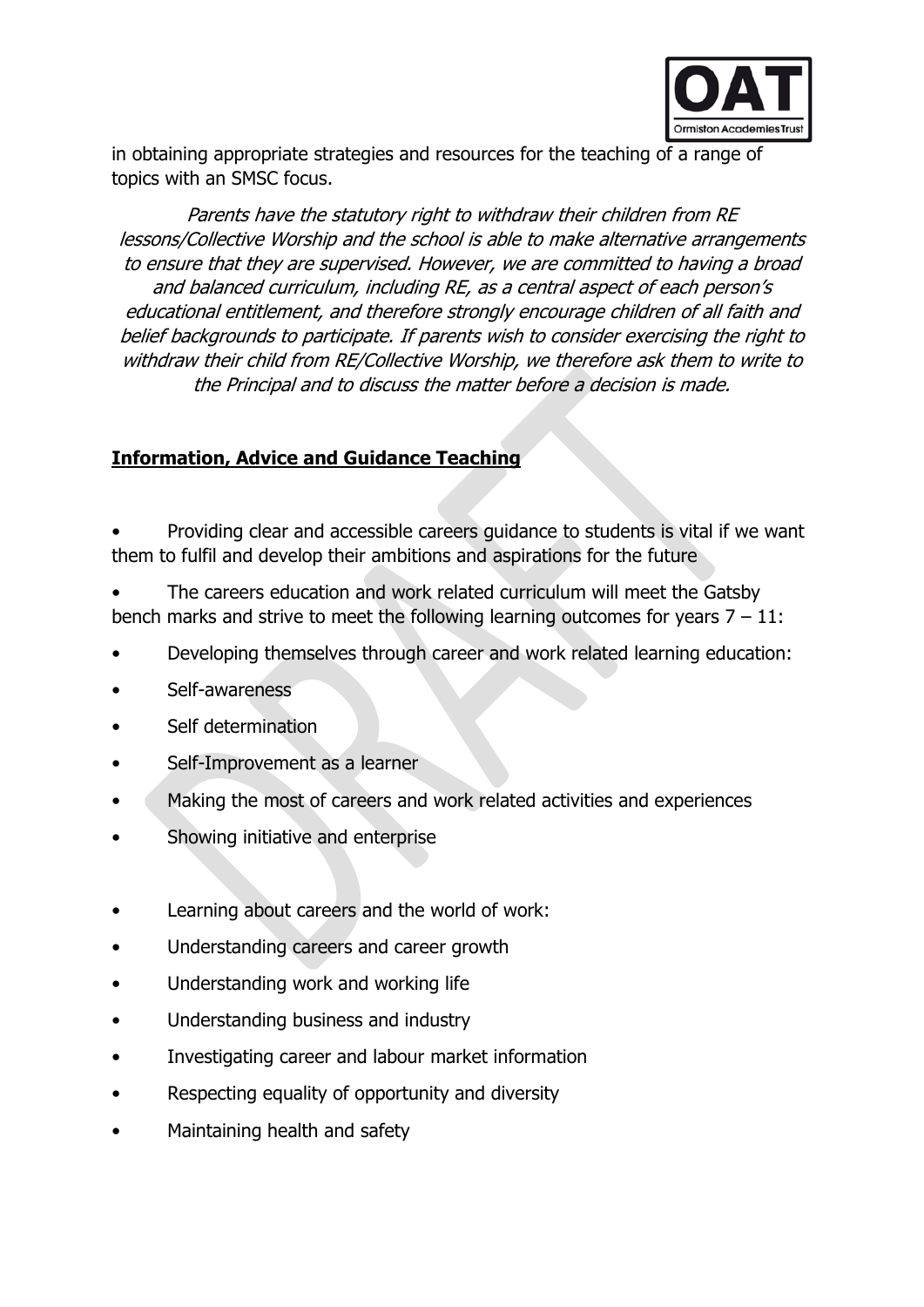in obtaining appropriate strategies and resources for the teaching of a range of topics with an SMSC focus.

*Parents have the statutory right to withdraw their children from RE lessons/Collective Worship and the school is able to make alternative arrangements to ensure that they are supervised. However, we are committed to having a broad and balanced curriculum, including RE, as a central aspect of each person's educational entitlement, and therefore strongly encourage children of all faith and belief backgrounds to participate. If parents wish to consider exercising the right to withdraw their child from RE/Collective Worship, we therefore ask them to write to the Principal and to discuss the matter before a decision is made.*

## **Information, Advice and Guidance Teaching**

- Providing clear and accessible careers guidance to students is vital if we want them to fulfil and develop their ambitions and aspirations for the future
- The careers education and work related curriculum will meet the Gatsby bench marks and strive to meet the following learning outcomes for years 7 – 11:
- Developing themselves through career and work related learning education:
- Self-awareness
- Self determination
- Self-Improvement as a learner
- Making the most of careers and work related activities and experiences
- Showing initiative and enterprise

- Learning about careers and the world of work:
- Understanding careers and career growth
- Understanding work and working life
- Understanding business and industry
- Investigating career and labour market information
- Respecting equality of opportunity and diversity
- Maintaining health and safety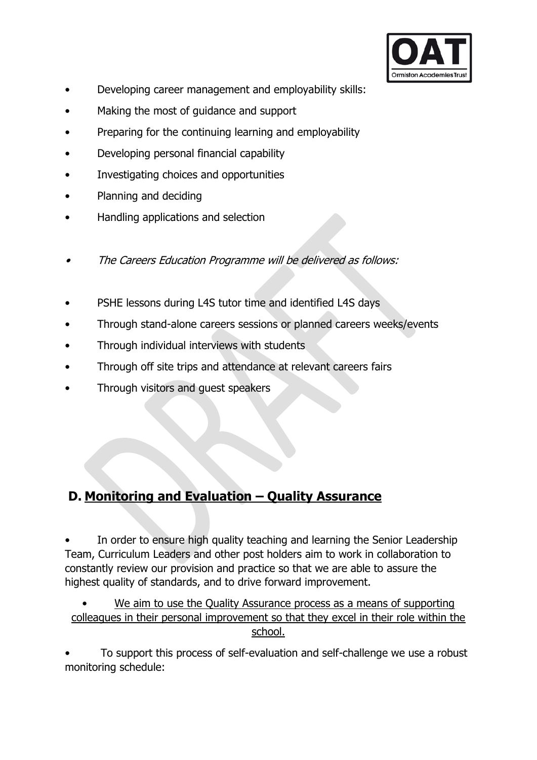- Developing career management and employability skills:
- Making the most of guidance and support
- Preparing for the continuing learning and employability
- Developing personal financial capability
- Investigating choices and opportunities
- Planning and deciding
- Handling applications and selection

- *The Careers Education Programme will be delivered as follows:*

- PSHE lessons during L4S tutor time and identified L4S days
- Through stand-alone careers sessions or planned careers weeks/events
- Through individual interviews with students
- Through off site trips and attendance at relevant careers fairs
- Through visitors and guest speakers

## D. Monitoring and Evaluation – Quality Assurance

- In order to ensure high quality teaching and learning the Senior Leadership Team, Curriculum Leaders and other post holders aim to work in collaboration to constantly review our provision and practice so that we are able to assure the highest quality of standards, and to drive forward improvement.

- We aim to use the Quality Assurance process as a means of supporting colleagues in their personal improvement so that they excel in their role within the school.

- To support this process of self-evaluation and self-challenge we use a robust monitoring schedule: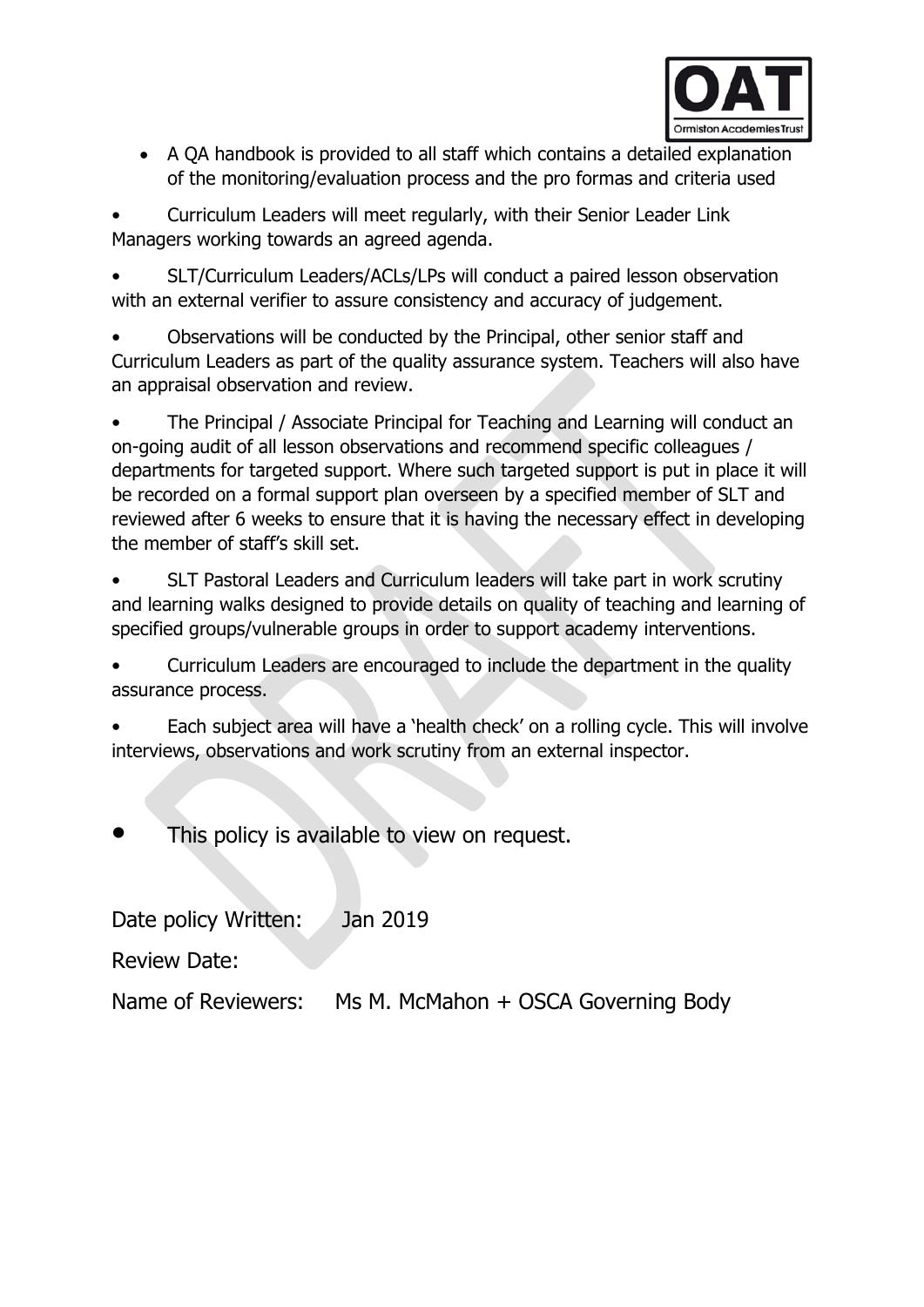- A QA handbook is provided to all staff which contains a detailed explanation of the monitoring/evaluation process and the pro formas and criteria used
- Curriculum Leaders will meet regularly, with their Senior Leader Link Managers working towards an agreed agenda.
- SLT/Curriculum Leaders/ACLs/LPs will conduct a paired lesson observation with an external verifier to assure consistency and accuracy of judgement.
- Observations will be conducted by the Principal, other senior staff and Curriculum Leaders as part of the quality assurance system. Teachers will also have an appraisal observation and review.
- The Principal / Associate Principal for Teaching and Learning will conduct an on-going audit of all lesson observations and recommend specific colleagues / departments for targeted support. Where such targeted support is put in place it will be recorded on a formal support plan overseen by a specified member of SLT and reviewed after 6 weeks to ensure that it is having the necessary effect in developing the member of staff's skill set.
- SLT Pastoral Leaders and Curriculum leaders will take part in work scrutiny and learning walks designed to provide details on quality of teaching and learning of specified groups/vulnerable groups in order to support academy interventions.
- Curriculum Leaders are encouraged to include the department in the quality assurance process.
- Each subject area will have a 'health check' on a rolling cycle. This will involve interviews, observations and work scrutiny from an external inspector.

- This policy is available to view on request.

Date policy Written: Jan 2019

Review Date:

Name of Reviewers: Ms M. McMahon + OSCA Governing Body